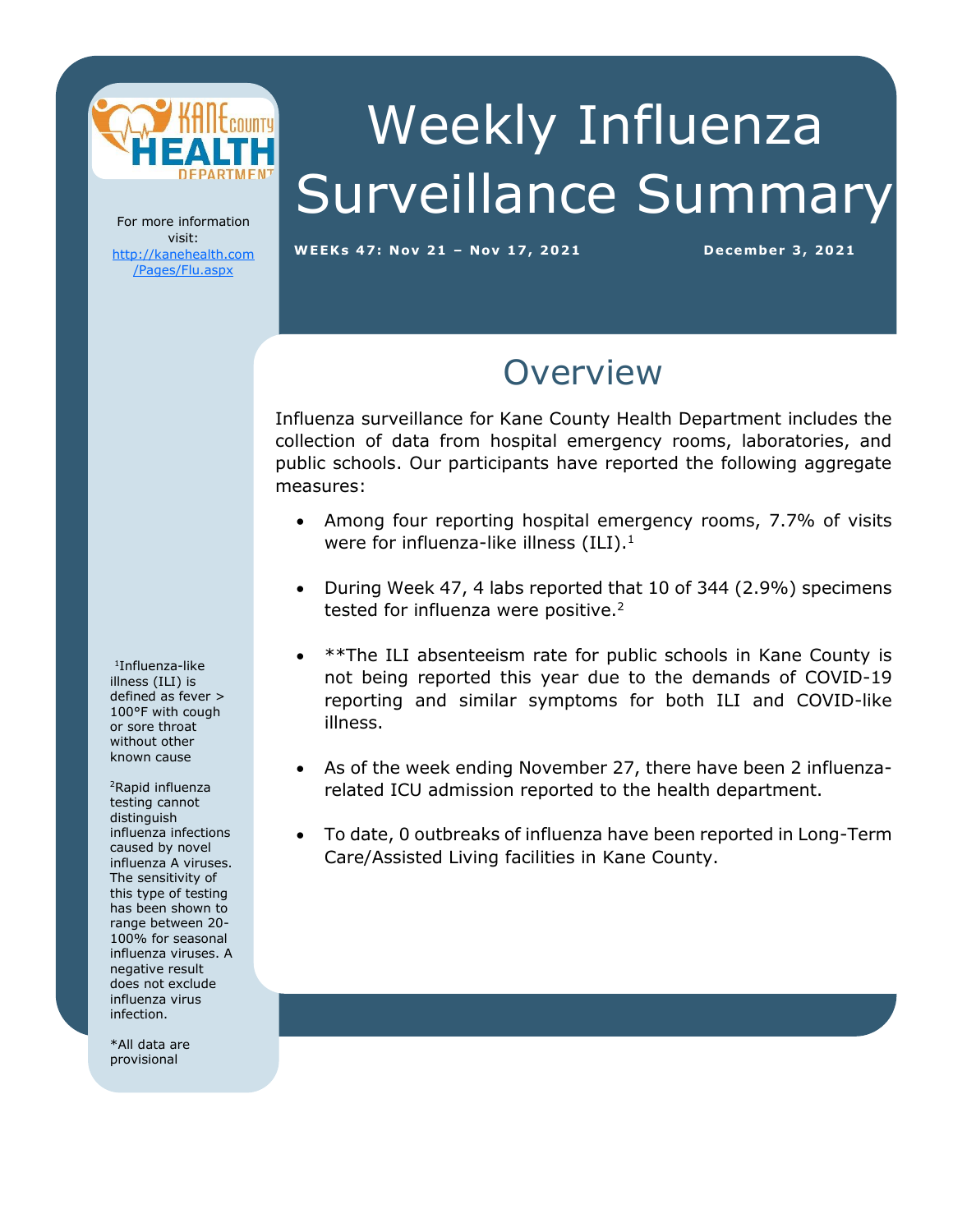# Weekly Influenza Surveillance Summary

**WEEKs 47: Nov 21 – Nov 17, 2021**

**December 3, 2021**

For more information visit: [http://kanehealth.com/Pages/Flu.aspx](http://kanehealth.com/Pages/Flu.aspx)

## Overview

Influenza surveillance for Kane County Health Department includes the collection of data from hospital emergency rooms, laboratories, and public schools. Our participants have reported the following aggregate measures:

- Among four reporting hospital emergency rooms, 7.7% of visits were for influenza-like illness (ILI).[1]
- During Week 47, 4 labs reported that 10 of 344 (2.9%) specimens tested for influenza were positive.[2]
- **The ILI absenteeism rate for public schools in Kane County is not being reported this year due to the demands of COVID-19 reporting and similar symptoms for both ILI and COVID-like illness.
- As of the week ending November 27, there have been 2 influenza-related ICU admission reported to the health department.
- To date, 0 outbreaks of influenza have been reported in Long-Term Care/Assisted Living facilities in Kane County.

[1]Influenza-like illness (ILI) is defined as fever > 100°F with cough or sore throat without other known cause

[2]Rapid influenza testing cannot distinguish influenza infections caused by novel influenza A viruses. The sensitivity of this type of testing has been shown to range between 20-100% for seasonal influenza viruses. A negative result does not exclude influenza virus infection.

*All data are provisional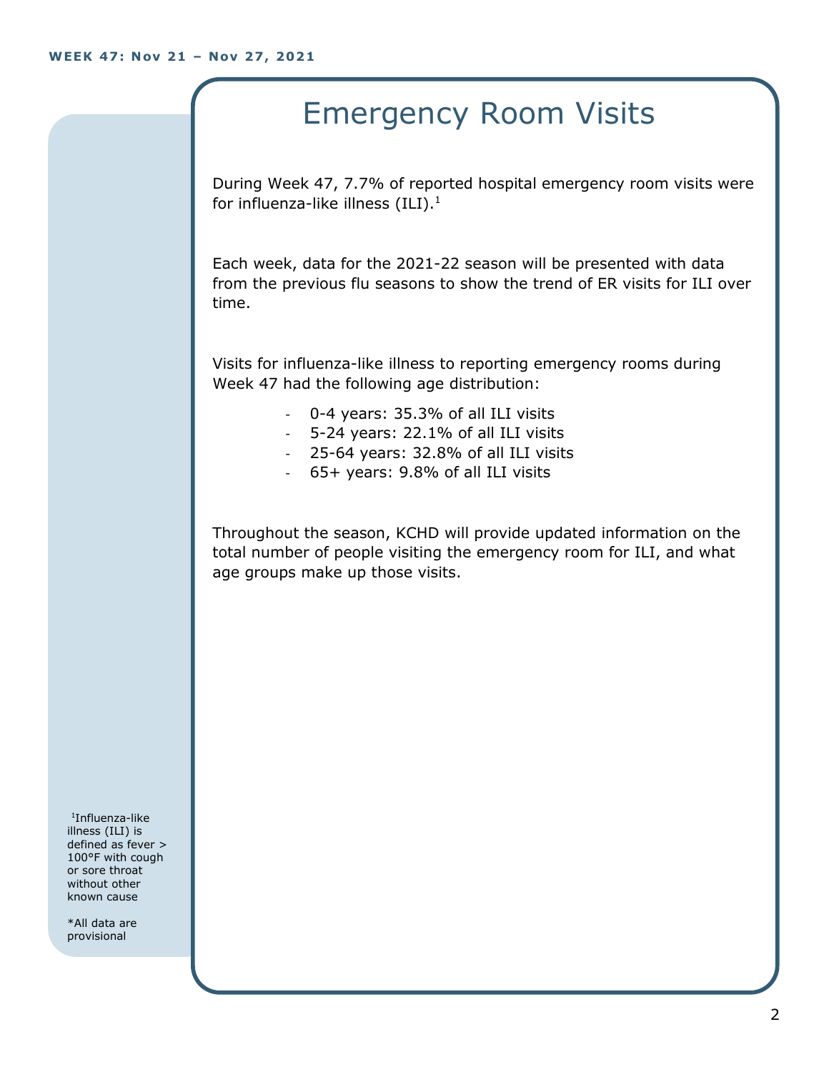# Emergency Room Visits

During Week 47, 7.7% of reported hospital emergency room visits were for influenza-like illness (ILI).[1]

Each week, data for the 2021-22 season will be presented with data from the previous flu seasons to show the trend of ER visits for ILI over time.

Visits for influenza-like illness to reporting emergency rooms during Week 47 had the following age distribution:

- 0-4 years: 35.3% of all ILI visits
- 5-24 years: 22.1% of all ILI visits
- 25-64 years: 32.8% of all ILI visits
- 65+ years: 9.8% of all ILI visits

Throughout the season, KCHD will provide updated information on the total number of people visiting the emergency room for ILI, and what age groups make up those visits.

[1]Influenza-like illness (ILI) is defined as fever > 100°F with cough or sore throat without other known cause

*All data are provisional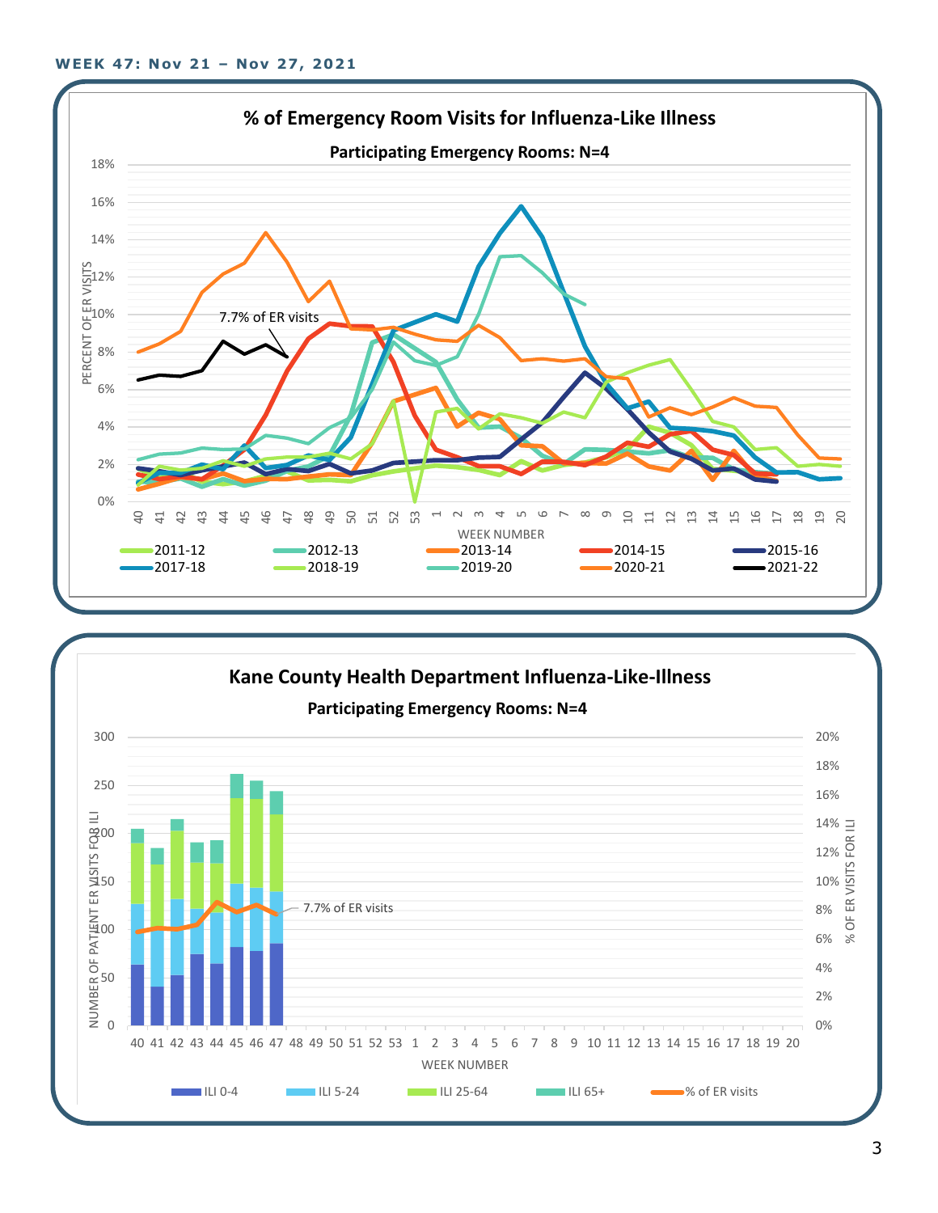**WEEK 47: Nov 21 – Nov 27, 2021**

## % of Emergency Room Visits for Influenza-Like Illness

**Participating Emergency Rooms: N=4**

7.7% of ER visits

PERCENT OF ER VISITS

WEEK NUMBER

2011-12, 2012-13, 2013-14, 2014-15, 2015-16, 2017-18, 2018-19, 2019-20, 2020-21, 2021-22

## Kane County Health Department Influenza-Like-Illness

**Participating Emergency Rooms: N=4**

7.7% of ER visits

NUMBER OF PATIENT ER VISITS FOR ILI

% OF ER VISITS FOR ILI

WEEK NUMBER

ILI 0-4, ILI 5-24, ILI 25-64, ILI 65+, % of ER visits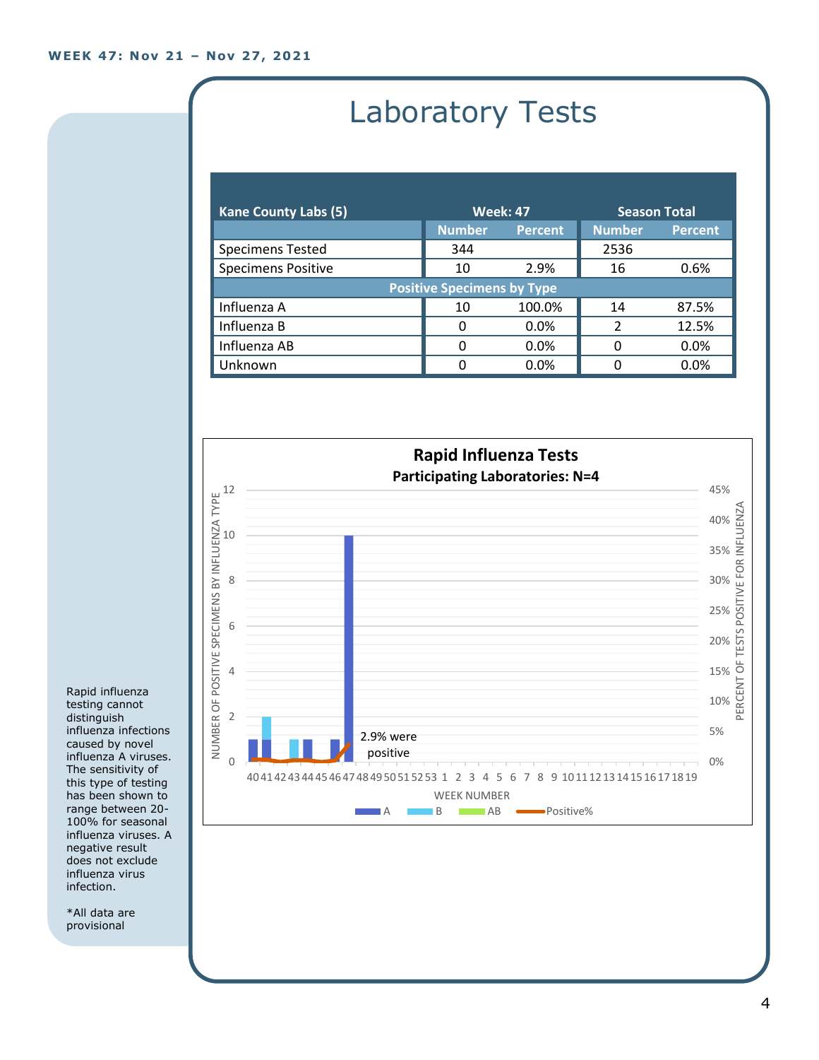WEEK 47: Nov 21 – Nov 27, 2021

# Laboratory Tests

| Kane County Labs (5) | Week: 47 | | Season Total | |
|---|---|---|---|---|
| | Number | Percent | Number | Percent |
| Specimens Tested | 344 | | 2536 | |
| Specimens Positive | 10 | 2.9% | 16 | 0.6% |
| **Positive Specimens by Type** | | | | |
| Influenza A | 10 | 100.0% | 14 | 87.5% |
| Influenza B | 0 | 0.0% | 2 | 12.5% |
| Influenza AB | 0 | 0.0% | 0 | 0.0% |
| Unknown | 0 | 0.0% | 0 | 0.0% |

**Rapid Influenza Tests**

**Participating Laboratories: N=4**

2.9% were positive

Rapid influenza testing cannot distinguish influenza infections caused by novel influenza A viruses. The sensitivity of this type of testing has been shown to range between 20-100% for seasonal influenza viruses. A negative result does not exclude influenza virus infection.

*All data are provisional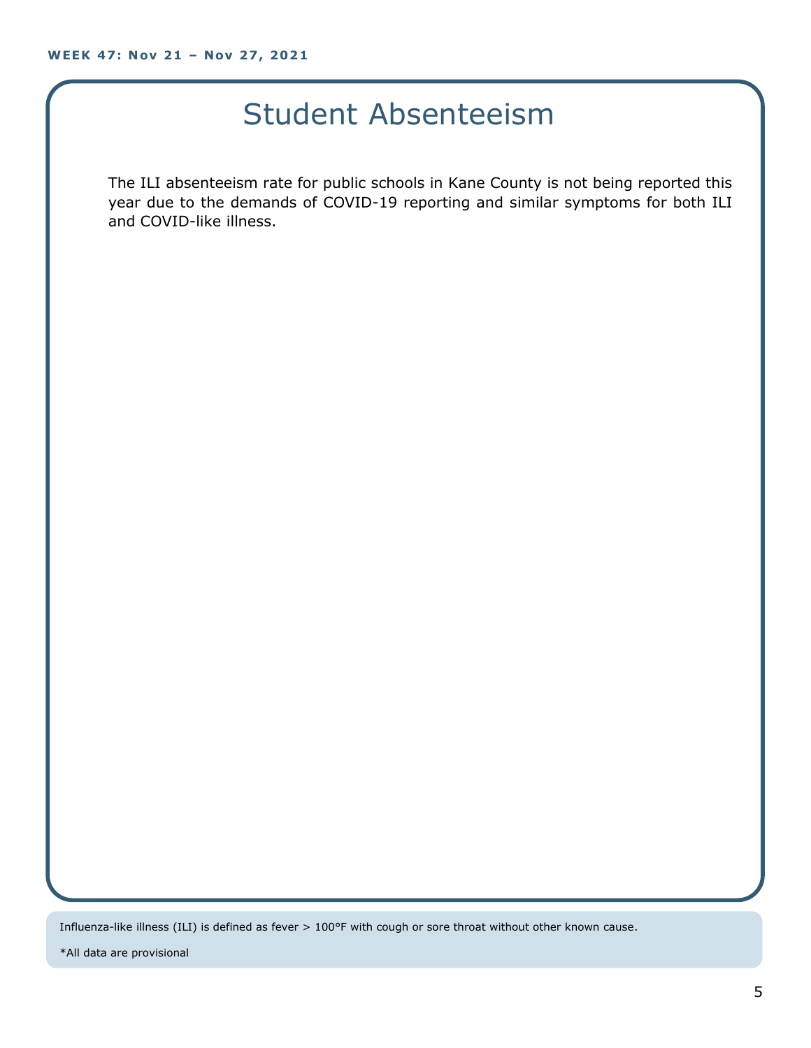# Student Absenteeism

The ILI absenteeism rate for public schools in Kane County is not being reported this year due to the demands of COVID-19 reporting and similar symptoms for both ILI and COVID-like illness.

Influenza-like illness (ILI) is defined as fever > 100°F with cough or sore throat without other known cause.

*All data are provisional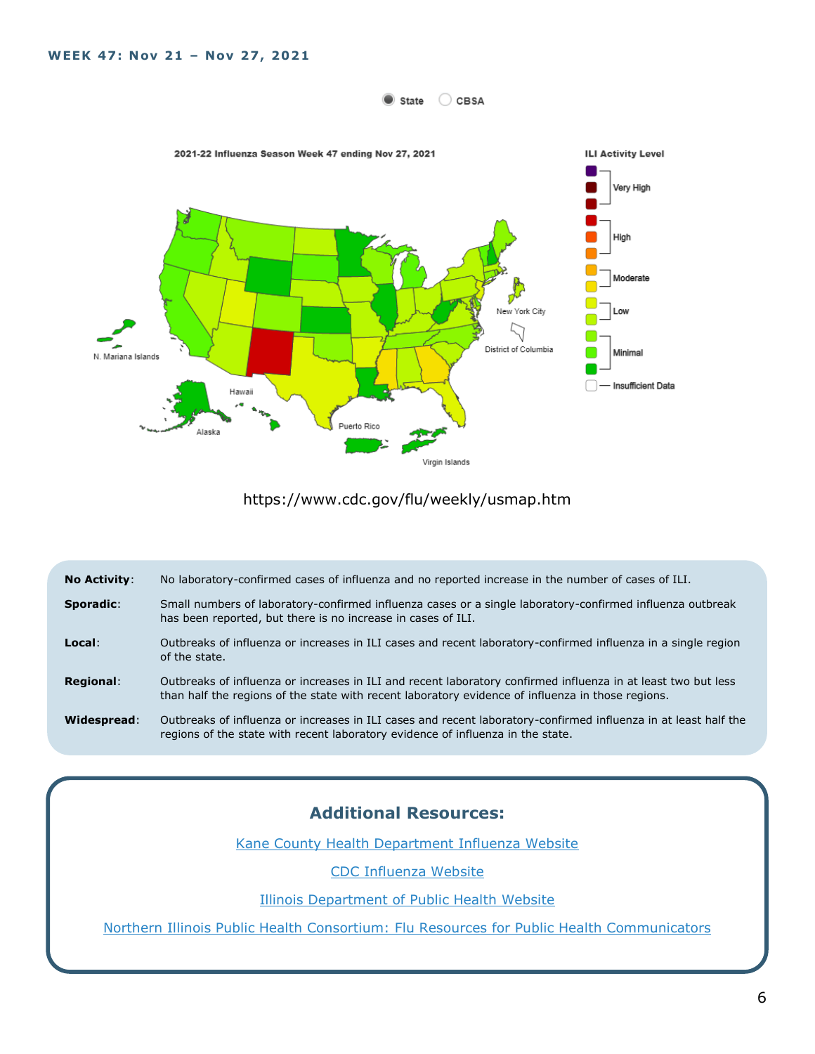**WEEK 47: Nov 21 – Nov 27, 2021**

State CBSA

2021-22 Influenza Season Week 47 ending Nov 27, 2021

ILI Activity Level

Very High

High

Moderate

Low

Minimal

Insufficient Data

N. Mariana Islands

New York City

District of Columbia

Hawaii

Alaska

Puerto Rico

Virgin Islands

https://www.cdc.gov/flu/weekly/usmap.htm

| | |
|---|---|
| **No Activity**: | No laboratory-confirmed cases of influenza and no reported increase in the number of cases of ILI. |
| **Sporadic**: | Small numbers of laboratory-confirmed influenza cases or a single laboratory-confirmed influenza outbreak has been reported, but there is no increase in cases of ILI. |
| **Local**: | Outbreaks of influenza or increases in ILI cases and recent laboratory-confirmed influenza in a single region of the state. |
| **Regional**: | Outbreaks of influenza or increases in ILI and recent laboratory confirmed influenza in at least two but less than half the regions of the state with recent laboratory evidence of influenza in those regions. |
| **Widespread**: | Outbreaks of influenza or increases in ILI cases and recent laboratory-confirmed influenza in at least half the regions of the state with recent laboratory evidence of influenza in the state. |

## Additional Resources:

Kane County Health Department Influenza Website

CDC Influenza Website

Illinois Department of Public Health Website

Northern Illinois Public Health Consortium: Flu Resources for Public Health Communicators